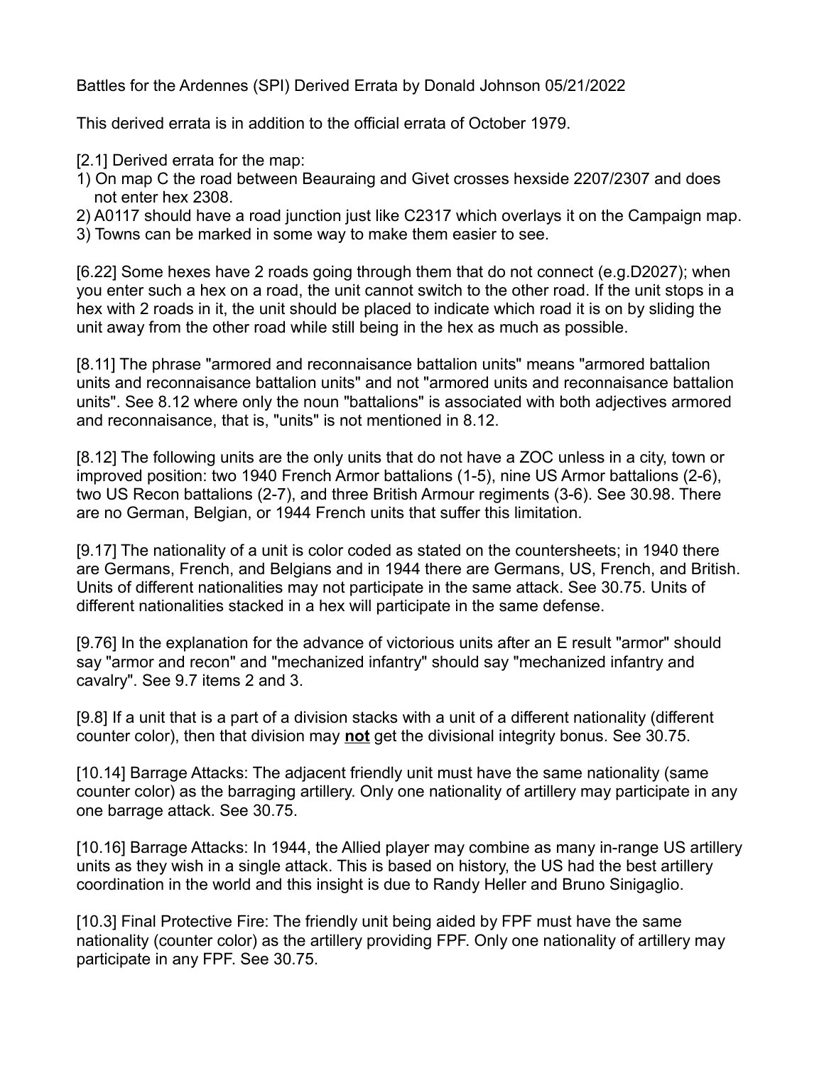Battles for the Ardennes (SPI) Derived Errata by Donald Johnson 05/21/2022

This derived errata is in addition to the official errata of October 1979.

[2.1] Derived errata for the map:

1) On map C the road between Beauraing and Givet crosses hexside 2207/2307 and does not enter hex 2308.
2) A0117 should have a road junction just like C2317 which overlays it on the Campaign map.
3) Towns can be marked in some way to make them easier to see.

[6.22] Some hexes have 2 roads going through them that do not connect (e.g.D2027); when you enter such a hex on a road, the unit cannot switch to the other road. If the unit stops in a hex with 2 roads in it, the unit should be placed to indicate which road it is on by sliding the unit away from the other road while still being in the hex as much as possible.

[8.11] The phrase "armored and reconnaisance battalion units" means "armored battalion units and reconnaisance battalion units" and not "armored units and reconnaisance battalion units". See 8.12 where only the noun "battalions" is associated with both adjectives armored and reconnaisance, that is, "units" is not mentioned in 8.12.

[8.12] The following units are the only units that do not have a ZOC unless in a city, town or improved position: two 1940 French Armor battalions (1-5), nine US Armor battalions (2-6), two US Recon battalions (2-7), and three British Armour regiments (3-6). See 30.98. There are no German, Belgian, or 1944 French units that suffer this limitation.

[9.17] The nationality of a unit is color coded as stated on the countersheets; in 1940 there are Germans, French, and Belgians and in 1944 there are Germans, US, French, and British. Units of different nationalities may not participate in the same attack. See 30.75. Units of different nationalities stacked in a hex will participate in the same defense.

[9.76] In the explanation for the advance of victorious units after an E result "armor" should say "armor and recon" and "mechanized infantry" should say "mechanized infantry and cavalry". See 9.7 items 2 and 3.

[9.8] If a unit that is a part of a division stacks with a unit of a different nationality (different counter color), then that division may **not** get the divisional integrity bonus. See 30.75.

[10.14] Barrage Attacks: The adjacent friendly unit must have the same nationality (same counter color) as the barraging artillery. Only one nationality of artillery may participate in any one barrage attack. See 30.75.

[10.16] Barrage Attacks: In 1944, the Allied player may combine as many in-range US artillery units as they wish in a single attack. This is based on history, the US had the best artillery coordination in the world and this insight is due to Randy Heller and Bruno Sinigaglio.

[10.3] Final Protective Fire: The friendly unit being aided by FPF must have the same nationality (counter color) as the artillery providing FPF. Only one nationality of artillery may participate in any FPF. See 30.75.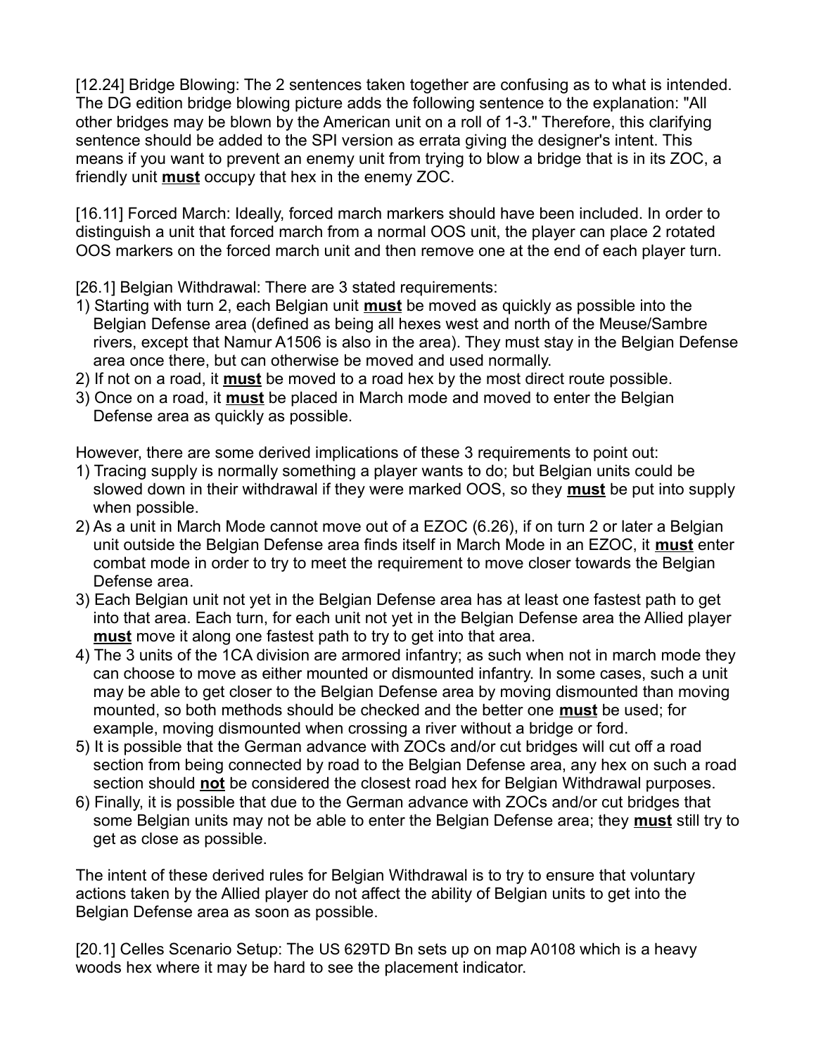[12.24] Bridge Blowing: The 2 sentences taken together are confusing as to what is intended. The DG edition bridge blowing picture adds the following sentence to the explanation: "All other bridges may be blown by the American unit on a roll of 1-3." Therefore, this clarifying sentence should be added to the SPI version as errata giving the designer's intent. This means if you want to prevent an enemy unit from trying to blow a bridge that is in its ZOC, a friendly unit **must** occupy that hex in the enemy ZOC.

[16.11] Forced March: Ideally, forced march markers should have been included. In order to distinguish a unit that forced march from a normal OOS unit, the player can place 2 rotated OOS markers on the forced march unit and then remove one at the end of each player turn.

[26.1] Belgian Withdrawal: There are 3 stated requirements:

1) Starting with turn 2, each Belgian unit **must** be moved as quickly as possible into the Belgian Defense area (defined as being all hexes west and north of the Meuse/Sambre rivers, except that Namur A1506 is also in the area). They must stay in the Belgian Defense area once there, but can otherwise be moved and used normally.
2) If not on a road, it **must** be moved to a road hex by the most direct route possible.
3) Once on a road, it **must** be placed in March mode and moved to enter the Belgian Defense area as quickly as possible.

However, there are some derived implications of these 3 requirements to point out:

1) Tracing supply is normally something a player wants to do; but Belgian units could be slowed down in their withdrawal if they were marked OOS, so they **must** be put into supply when possible.
2) As a unit in March Mode cannot move out of a EZOC (6.26), if on turn 2 or later a Belgian unit outside the Belgian Defense area finds itself in March Mode in an EZOC, it **must** enter combat mode in order to try to meet the requirement to move closer towards the Belgian Defense area.
3) Each Belgian unit not yet in the Belgian Defense area has at least one fastest path to get into that area. Each turn, for each unit not yet in the Belgian Defense area the Allied player **must** move it along one fastest path to try to get into that area.
4) The 3 units of the 1CA division are armored infantry; as such when not in march mode they can choose to move as either mounted or dismounted infantry. In some cases, such a unit may be able to get closer to the Belgian Defense area by moving dismounted than moving mounted, so both methods should be checked and the better one **must** be used; for example, moving dismounted when crossing a river without a bridge or ford.
5) It is possible that the German advance with ZOCs and/or cut bridges will cut off a road section from being connected by road to the Belgian Defense area, any hex on such a road section should **not** be considered the closest road hex for Belgian Withdrawal purposes.
6) Finally, it is possible that due to the German advance with ZOCs and/or cut bridges that some Belgian units may not be able to enter the Belgian Defense area; they **must** still try to get as close as possible.

The intent of these derived rules for Belgian Withdrawal is to try to ensure that voluntary actions taken by the Allied player do not affect the ability of Belgian units to get into the Belgian Defense area as soon as possible.

[20.1] Celles Scenario Setup: The US 629TD Bn sets up on map A0108 which is a heavy woods hex where it may be hard to see the placement indicator.